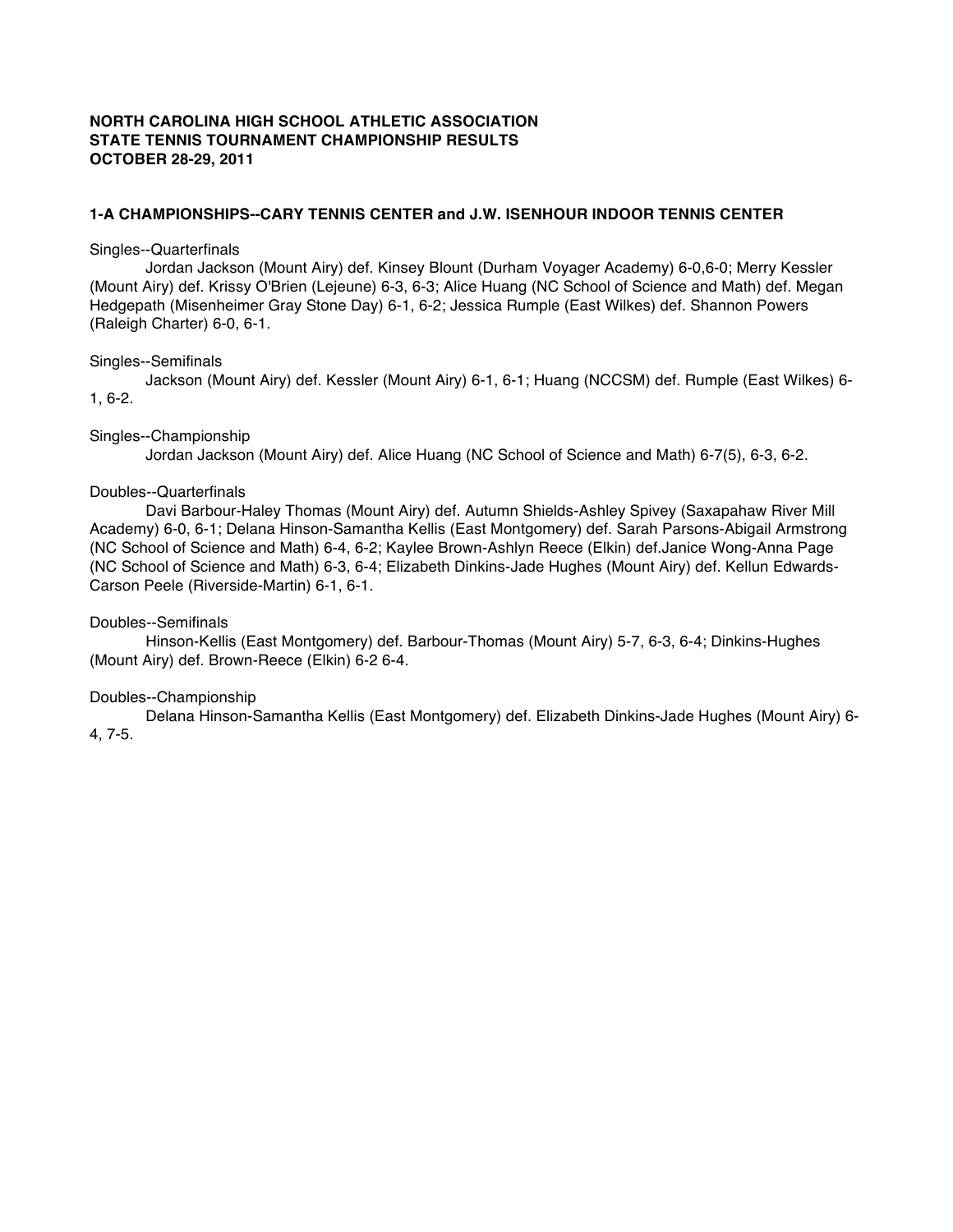**NORTH CAROLINA HIGH SCHOOL ATHLETIC ASSOCIATION**
**STATE TENNIS TOURNAMENT CHAMPIONSHIP RESULTS**
**OCTOBER 28-29, 2011**

**1-A CHAMPIONSHIPS--CARY TENNIS CENTER and J.W. ISENHOUR INDOOR TENNIS CENTER**

Singles--Quarterfinals

Jordan Jackson (Mount Airy) def. Kinsey Blount (Durham Voyager Academy) 6-0,6-0; Merry Kessler (Mount Airy) def. Krissy O'Brien (Lejeune) 6-3, 6-3; Alice Huang (NC School of Science and Math) def. Megan Hedgepath (Misenheimer Gray Stone Day) 6-1, 6-2; Jessica Rumple (East Wilkes) def. Shannon Powers (Raleigh Charter) 6-0, 6-1.

Singles--Semifinals

Jackson (Mount Airy) def. Kessler (Mount Airy) 6-1, 6-1; Huang (NCCSM) def. Rumple (East Wilkes) 6-1, 6-2.

Singles--Championship

Jordan Jackson (Mount Airy) def. Alice Huang (NC School of Science and Math) 6-7(5), 6-3, 6-2.

Doubles--Quarterfinals

Davi Barbour-Haley Thomas (Mount Airy) def. Autumn Shields-Ashley Spivey (Saxapahaw River Mill Academy) 6-0, 6-1; Delana Hinson-Samantha Kellis (East Montgomery) def. Sarah Parsons-Abigail Armstrong (NC School of Science and Math) 6-4, 6-2; Kaylee Brown-Ashlyn Reece (Elkin) def.Janice Wong-Anna Page (NC School of Science and Math) 6-3, 6-4; Elizabeth Dinkins-Jade Hughes (Mount Airy) def. Kellun Edwards-Carson Peele (Riverside-Martin) 6-1, 6-1.

Doubles--Semifinals

Hinson-Kellis (East Montgomery) def. Barbour-Thomas (Mount Airy) 5-7, 6-3, 6-4; Dinkins-Hughes (Mount Airy) def. Brown-Reece (Elkin) 6-2 6-4.

Doubles--Championship

Delana Hinson-Samantha Kellis (East Montgomery) def. Elizabeth Dinkins-Jade Hughes (Mount Airy) 6-4, 7-5.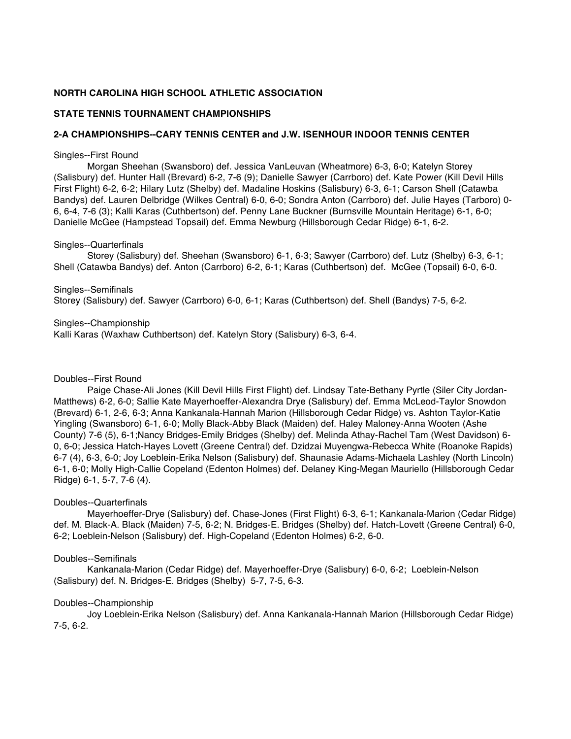**NORTH CAROLINA HIGH SCHOOL ATHLETIC ASSOCIATION**

**STATE TENNIS TOURNAMENT CHAMPIONSHIPS**

**2-A CHAMPIONSHIPS--CARY TENNIS CENTER and J.W. ISENHOUR INDOOR TENNIS CENTER**

Singles--First Round

Morgan Sheehan (Swansboro) def. Jessica VanLeuvan (Wheatmore) 6-3, 6-0; Katelyn Storey (Salisbury) def. Hunter Hall (Brevard) 6-2, 7-6 (9); Danielle Sawyer (Carrboro) def. Kate Power (Kill Devil Hills First Flight) 6-2, 6-2; Hilary Lutz (Shelby) def. Madaline Hoskins (Salisbury) 6-3, 6-1; Carson Shell (Catawba Bandys) def. Lauren Delbridge (Wilkes Central) 6-0, 6-0; Sondra Anton (Carrboro) def. Julie Hayes (Tarboro) 0-6, 6-4, 7-6 (3); Kalli Karas (Cuthbertson) def. Penny Lane Buckner (Burnsville Mountain Heritage) 6-1, 6-0; Danielle McGee (Hampstead Topsail) def. Emma Newburg (Hillsborough Cedar Ridge) 6-1, 6-2.

Singles--Quarterfinals

Storey (Salisbury) def. Sheehan (Swansboro) 6-1, 6-3; Sawyer (Carrboro) def. Lutz (Shelby) 6-3, 6-1; Shell (Catawba Bandys) def. Anton (Carrboro) 6-2, 6-1; Karas (Cuthbertson) def. McGee (Topsail) 6-0, 6-0.

Singles--Semifinals

Storey (Salisbury) def. Sawyer (Carrboro) 6-0, 6-1; Karas (Cuthbertson) def. Shell (Bandys) 7-5, 6-2.

Singles--Championship

Kalli Karas (Waxhaw Cuthbertson) def. Katelyn Story (Salisbury) 6-3, 6-4.

Doubles--First Round

Paige Chase-Ali Jones (Kill Devil Hills First Flight) def. Lindsay Tate-Bethany Pyrtle (Siler City Jordan-Matthews) 6-2, 6-0; Sallie Kate Mayerhoeffer-Alexandra Drye (Salisbury) def. Emma McLeod-Taylor Snowdon (Brevard) 6-1, 2-6, 6-3; Anna Kankanala-Hannah Marion (Hillsborough Cedar Ridge) vs. Ashton Taylor-Katie Yingling (Swansboro) 6-1, 6-0; Molly Black-Abby Black (Maiden) def. Haley Maloney-Anna Wooten (Ashe County) 7-6 (5), 6-1;Nancy Bridges-Emily Bridges (Shelby) def. Melinda Athay-Rachel Tam (West Davidson) 6-0, 6-0; Jessica Hatch-Hayes Lovett (Greene Central) def. Dzidzai Muyengwa-Rebecca White (Roanoke Rapids) 6-7 (4), 6-3, 6-0; Joy Loeblein-Erika Nelson (Salisbury) def. Shaunasie Adams-Michaela Lashley (North Lincoln) 6-1, 6-0; Molly High-Callie Copeland (Edenton Holmes) def. Delaney King-Megan Mauriello (Hillsborough Cedar Ridge) 6-1, 5-7, 7-6 (4).

Doubles--Quarterfinals

Mayerhoeffer-Drye (Salisbury) def. Chase-Jones (First Flight) 6-3, 6-1; Kankanala-Marion (Cedar Ridge) def. M. Black-A. Black (Maiden) 7-5, 6-2; N. Bridges-E. Bridges (Shelby) def. Hatch-Lovett (Greene Central) 6-0, 6-2; Loeblein-Nelson (Salisbury) def. High-Copeland (Edenton Holmes) 6-2, 6-0.

Doubles--Semifinals

Kankanala-Marion (Cedar Ridge) def. Mayerhoeffer-Drye (Salisbury) 6-0, 6-2; Loeblein-Nelson (Salisbury) def. N. Bridges-E. Bridges (Shelby) 5-7, 7-5, 6-3.

Doubles--Championship

Joy Loeblein-Erika Nelson (Salisbury) def. Anna Kankanala-Hannah Marion (Hillsborough Cedar Ridge) 7-5, 6-2.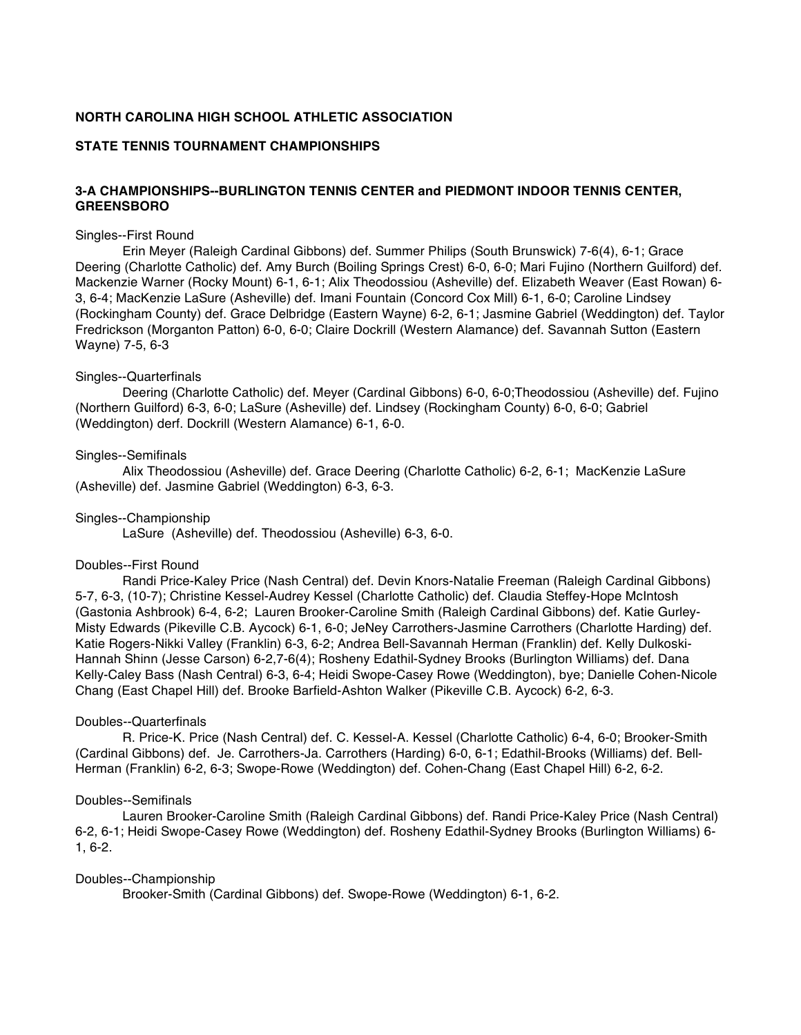**NORTH CAROLINA HIGH SCHOOL ATHLETIC ASSOCIATION**

**STATE TENNIS TOURNAMENT CHAMPIONSHIPS**

**3-A CHAMPIONSHIPS--BURLINGTON TENNIS CENTER and PIEDMONT INDOOR TENNIS CENTER, GREENSBORO**

Singles--First Round

Erin Meyer (Raleigh Cardinal Gibbons) def. Summer Philips (South Brunswick) 7-6(4), 6-1; Grace Deering (Charlotte Catholic) def. Amy Burch (Boiling Springs Crest) 6-0, 6-0; Mari Fujino (Northern Guilford) def. Mackenzie Warner (Rocky Mount) 6-1, 6-1; Alix Theodossiou (Asheville) def. Elizabeth Weaver (East Rowan) 6-3, 6-4; MacKenzie LaSure (Asheville) def. Imani Fountain (Concord Cox Mill) 6-1, 6-0; Caroline Lindsey (Rockingham County) def. Grace Delbridge (Eastern Wayne) 6-2, 6-1; Jasmine Gabriel (Weddington) def. Taylor Fredrickson (Morganton Patton) 6-0, 6-0; Claire Dockrill (Western Alamance) def. Savannah Sutton (Eastern Wayne) 7-5, 6-3

Singles--Quarterfinals

Deering (Charlotte Catholic) def. Meyer (Cardinal Gibbons) 6-0, 6-0;Theodossiou (Asheville) def. Fujino (Northern Guilford) 6-3, 6-0; LaSure (Asheville) def. Lindsey (Rockingham County) 6-0, 6-0; Gabriel (Weddington) derf. Dockrill (Western Alamance) 6-1, 6-0.

Singles--Semifinals

Alix Theodossiou (Asheville) def. Grace Deering (Charlotte Catholic) 6-2, 6-1; MacKenzie LaSure (Asheville) def. Jasmine Gabriel (Weddington) 6-3, 6-3.

Singles--Championship

LaSure (Asheville) def. Theodossiou (Asheville) 6-3, 6-0.

Doubles--First Round

Randi Price-Kaley Price (Nash Central) def. Devin Knors-Natalie Freeman (Raleigh Cardinal Gibbons) 5-7, 6-3, (10-7); Christine Kessel-Audrey Kessel (Charlotte Catholic) def. Claudia Steffey-Hope McIntosh (Gastonia Ashbrook) 6-4, 6-2; Lauren Brooker-Caroline Smith (Raleigh Cardinal Gibbons) def. Katie Gurley-Misty Edwards (Pikeville C.B. Aycock) 6-1, 6-0; JeNey Carrothers-Jasmine Carrothers (Charlotte Harding) def. Katie Rogers-Nikki Valley (Franklin) 6-3, 6-2; Andrea Bell-Savannah Herman (Franklin) def. Kelly Dulkoski-Hannah Shinn (Jesse Carson) 6-2,7-6(4); Rosheny Edathil-Sydney Brooks (Burlington Williams) def. Dana Kelly-Caley Bass (Nash Central) 6-3, 6-4; Heidi Swope-Casey Rowe (Weddington), bye; Danielle Cohen-Nicole Chang (East Chapel Hill) def. Brooke Barfield-Ashton Walker (Pikeville C.B. Aycock) 6-2, 6-3.

Doubles--Quarterfinals

R. Price-K. Price (Nash Central) def. C. Kessel-A. Kessel (Charlotte Catholic) 6-4, 6-0; Brooker-Smith (Cardinal Gibbons) def. Je. Carrothers-Ja. Carrothers (Harding) 6-0, 6-1; Edathil-Brooks (Williams) def. Bell-Herman (Franklin) 6-2, 6-3; Swope-Rowe (Weddington) def. Cohen-Chang (East Chapel Hill) 6-2, 6-2.

Doubles--Semifinals

Lauren Brooker-Caroline Smith (Raleigh Cardinal Gibbons) def. Randi Price-Kaley Price (Nash Central) 6-2, 6-1; Heidi Swope-Casey Rowe (Weddington) def. Rosheny Edathil-Sydney Brooks (Burlington Williams) 6-1, 6-2.

Doubles--Championship

Brooker-Smith (Cardinal Gibbons) def. Swope-Rowe (Weddington) 6-1, 6-2.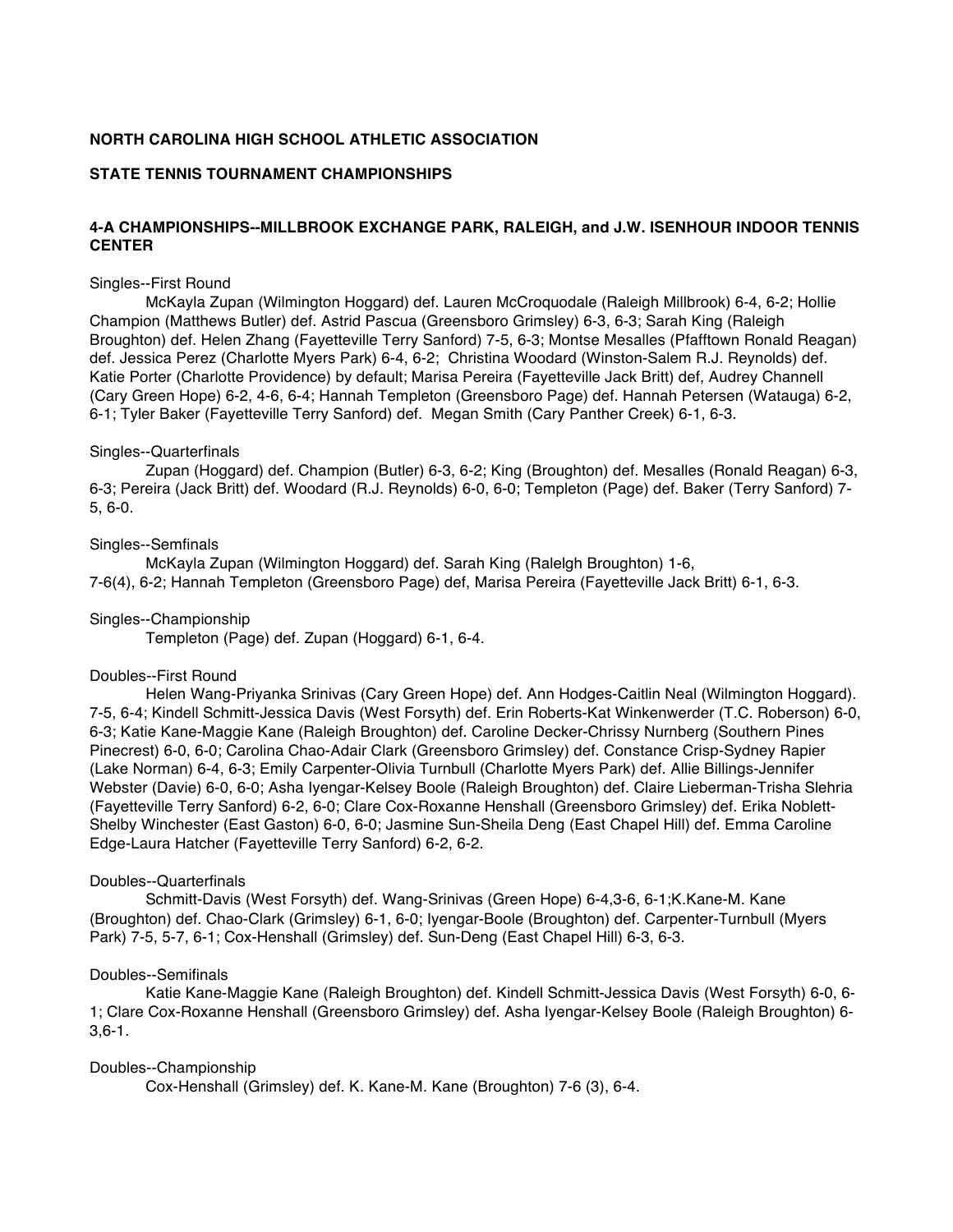**NORTH CAROLINA HIGH SCHOOL ATHLETIC ASSOCIATION**

**STATE TENNIS TOURNAMENT CHAMPIONSHIPS**

**4-A CHAMPIONSHIPS--MILLBROOK EXCHANGE PARK, RALEIGH, and J.W. ISENHOUR INDOOR TENNIS CENTER**

Singles--First Round

McKayla Zupan (Wilmington Hoggard) def. Lauren McCroquodale (Raleigh Millbrook) 6-4, 6-2; Hollie Champion (Matthews Butler) def. Astrid Pascua (Greensboro Grimsley) 6-3, 6-3; Sarah King (Raleigh Broughton) def. Helen Zhang (Fayetteville Terry Sanford) 7-5, 6-3; Montse Mesalles (Pfafftown Ronald Reagan) def. Jessica Perez (Charlotte Myers Park) 6-4, 6-2; Christina Woodard (Winston-Salem R.J. Reynolds) def. Katie Porter (Charlotte Providence) by default; Marisa Pereira (Fayetteville Jack Britt) def, Audrey Channell (Cary Green Hope) 6-2, 4-6, 6-4; Hannah Templeton (Greensboro Page) def. Hannah Petersen (Watauga) 6-2, 6-1; Tyler Baker (Fayetteville Terry Sanford) def. Megan Smith (Cary Panther Creek) 6-1, 6-3.

Singles--Quarterfinals

Zupan (Hoggard) def. Champion (Butler) 6-3, 6-2; King (Broughton) def. Mesalles (Ronald Reagan) 6-3, 6-3; Pereira (Jack Britt) def. Woodard (R.J. Reynolds) 6-0, 6-0; Templeton (Page) def. Baker (Terry Sanford) 7-5, 6-0.

Singles--Semfinals

McKayla Zupan (Wilmington Hoggard) def. Sarah King (Ralelgh Broughton) 1-6, 7-6(4), 6-2; Hannah Templeton (Greensboro Page) def, Marisa Pereira (Fayetteville Jack Britt) 6-1, 6-3.

Singles--Championship

Templeton (Page) def. Zupan (Hoggard) 6-1, 6-4.

Doubles--First Round

Helen Wang-Priyanka Srinivas (Cary Green Hope) def. Ann Hodges-Caitlin Neal (Wilmington Hoggard). 7-5, 6-4; Kindell Schmitt-Jessica Davis (West Forsyth) def. Erin Roberts-Kat Winkenwerder (T.C. Roberson) 6-0, 6-3; Katie Kane-Maggie Kane (Raleigh Broughton) def. Caroline Decker-Chrissy Nurnberg (Southern Pines Pinecrest) 6-0, 6-0; Carolina Chao-Adair Clark (Greensboro Grimsley) def. Constance Crisp-Sydney Rapier (Lake Norman) 6-4, 6-3; Emily Carpenter-Olivia Turnbull (Charlotte Myers Park) def. Allie Billings-Jennifer Webster (Davie) 6-0, 6-0; Asha Iyengar-Kelsey Boole (Raleigh Broughton) def. Claire Lieberman-Trisha Slehria (Fayetteville Terry Sanford) 6-2, 6-0; Clare Cox-Roxanne Henshall (Greensboro Grimsley) def. Erika Noblett-Shelby Winchester (East Gaston) 6-0, 6-0; Jasmine Sun-Sheila Deng (East Chapel Hill) def. Emma Caroline Edge-Laura Hatcher (Fayetteville Terry Sanford) 6-2, 6-2.

Doubles--Quarterfinals

Schmitt-Davis (West Forsyth) def. Wang-Srinivas (Green Hope) 6-4,3-6, 6-1;K.Kane-M. Kane (Broughton) def. Chao-Clark (Grimsley) 6-1, 6-0; Iyengar-Boole (Broughton) def. Carpenter-Turnbull (Myers Park) 7-5, 5-7, 6-1; Cox-Henshall (Grimsley) def. Sun-Deng (East Chapel Hill) 6-3, 6-3.

Doubles--Semifinals

Katie Kane-Maggie Kane (Raleigh Broughton) def. Kindell Schmitt-Jessica Davis (West Forsyth) 6-0, 6-1; Clare Cox-Roxanne Henshall (Greensboro Grimsley) def. Asha Iyengar-Kelsey Boole (Raleigh Broughton) 6-3,6-1.

Doubles--Championship

Cox-Henshall (Grimsley) def. K. Kane-M. Kane (Broughton) 7-6 (3), 6-4.